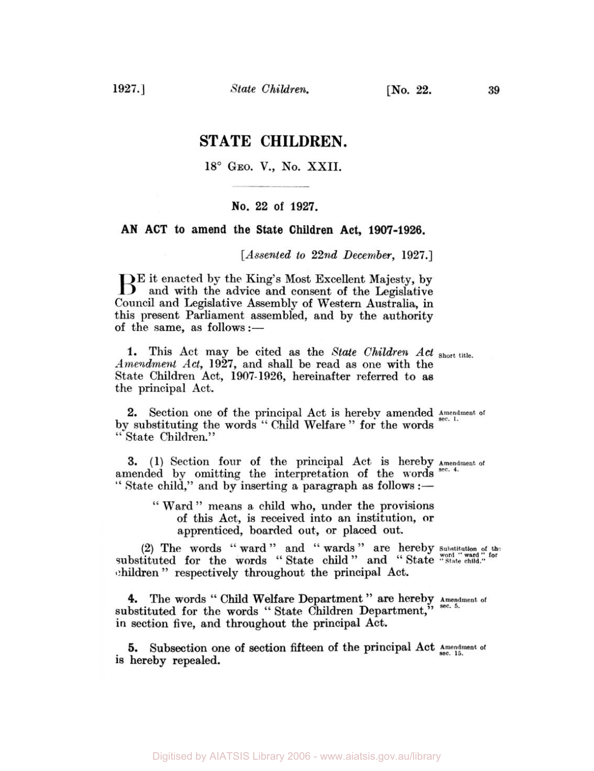# STATE CHILDREN.

18° Geo. V., No. XXII.

## No. 22 of 1927.

**AN ACT to amend the State Children Act, 1907-1926.**

[*Assented to 22nd December, 1927.*]

BE it enacted by the King's Most Excellent Majesty, by and with the advice and consent of the Legislative Council and Legislative Assembly of Western Australia, in this present Parliament assembled, and by the authority of the same, as follows:—

**1.** This Act may be cited as the *State Children Act Amendment Act*, 1927, and shall be read as one with the State Children Act, 1907-1926, hereinafter referred to as the principal Act. *Short title.*

**2.** Section one of the principal Act is hereby amended by substituting the words "Child Welfare" for the words "State Children." *Amendment of sec. 1.*

**3.** (1) Section four of the principal Act is hereby amended by omitting the interpretation of the words "State child," and by inserting a paragraph as follows:— *Amendment of sec. 4.*

> "Ward" means a child who, under the provisions of this Act, is received into an institution, or apprenticed, boarded out, or placed out.

(2) The words "ward" and "wards" are hereby substituted for the words "State child" and "State children" respectively throughout the principal Act. *Substitution of the word "ward" for "State child."*

**4.** The words "Child Welfare Department" are hereby substituted for the words "State Children Department," in section five, and throughout the principal Act. *Amendment of sec. 5.*

**5.** Subsection one of section fifteen of the principal Act is hereby repealed. *Amendment of sec. 15.*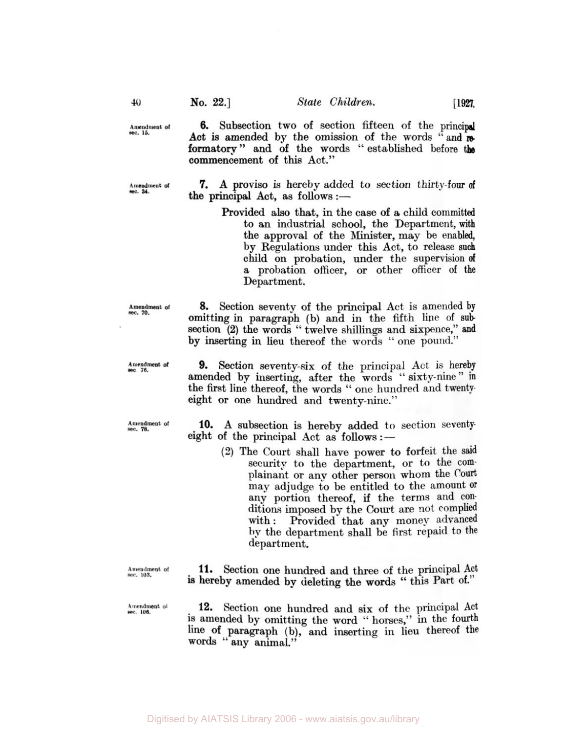Amendment of sec. 15.

**6.** Subsection two of section fifteen of the principal Act is amended by the omission of the words "and reformatory" and of the words "established before the commencement of this Act."

Amendment of sec. 34.

**7.** A proviso is hereby added to section thirty-four of the principal Act, as follows:—

> Provided also that, in the case of a child committed to an industrial school, the Department, with the approval of the Minister, may be enabled, by Regulations under this Act, to release such child on probation, under the supervision of a probation officer, or other officer of the Department.

Amendment of sec. 70.

**8.** Section seventy of the principal Act is amended by omitting in paragraph (b) and in the fifth line of subsection (2) the words "twelve shillings and sixpence," and by inserting in lieu thereof the words "one pound."

Amendment of sec. 76.

**9.** Section seventy-six of the principal Act is hereby amended by inserting, after the words "sixty-nine" in the first line thereof, the words "one hundred and twenty-eight or one hundred and twenty-nine."

Amendment of sec. 78.

**10.** A subsection is hereby added to section seventy-eight of the principal Act as follows:—

> (2) The Court shall have power to forfeit the said security to the department, or to the complainant or any other person whom the Court may adjudge to be entitled to the amount or any portion thereof, if the terms and conditions imposed by the Court are not complied with: Provided that any money advanced by the department shall be first repaid to the department.

Amendment of sec. 103.

**11.** Section one hundred and three of the principal Act is hereby amended by deleting the words "this Part of."

Amendment of sec. 106.

**12.** Section one hundred and six of the principal Act is amended by omitting the word "horses," in the fourth line of paragraph (b), and inserting in lieu thereof the words "any animal."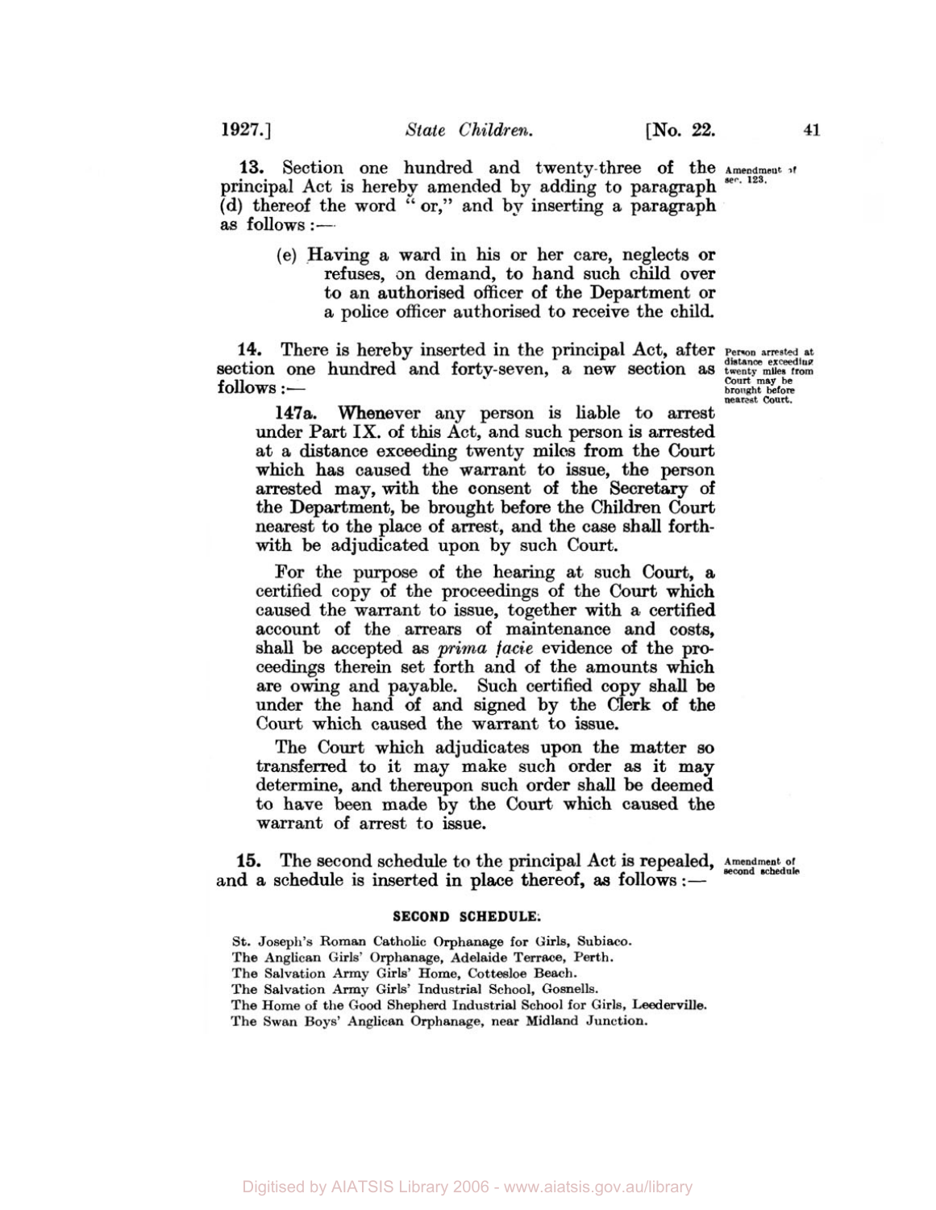**13.** Section one hundred and twenty-three of the principal Act is hereby amended by adding to paragraph (d) thereof the word "or," and by inserting a paragraph as follows :—

Amendment of sec. 123.

(e) Having a ward in his or her care, neglects or refuses, on demand, to hand such child over to an authorised officer of the Department or a police officer authorised to receive the child.

**14.** There is hereby inserted in the principal Act, after section one hundred and forty-seven, a new section as follows :—

Person arrested at distance exceeding twenty miles from Court may be brought before nearest Court.

**147a.** Whenever any person is liable to arrest under Part IX. of this Act, and such person is arrested at a distance exceeding twenty miles from the Court which has caused the warrant to issue, the person arrested may, with the consent of the Secretary of the Department, be brought before the Children Court nearest to the place of arrest, and the case shall forthwith be adjudicated upon by such Court.

For the purpose of the hearing at such Court, a certified copy of the proceedings of the Court which caused the warrant to issue, together with a certified account of the arrears of maintenance and costs, shall be accepted as *prima facie* evidence of the proceedings therein set forth and of the amounts which are owing and payable. Such certified copy shall be under the hand of and signed by the Clerk of the Court which caused the warrant to issue.

The Court which adjudicates upon the matter so transferred to it may make such order as it may determine, and thereupon such order shall be deemed to have been made by the Court which caused the warrant of arrest to issue.

**15.** The second schedule to the principal Act is repealed, and a schedule is inserted in place thereof, as follows :—

Amendment of second schedule.

**SECOND SCHEDULE.**

St. Joseph's Roman Catholic Orphanage for Girls, Subiaco.
The Anglican Girls' Orphanage, Adelaide Terrace, Perth.
The Salvation Army Girls' Home, Cottesloe Beach.
The Salvation Army Girls' Industrial School, Gosnells.
The Home of the Good Shepherd Industrial School for Girls, Leederville.
The Swan Boys' Anglican Orphanage, near Midland Junction.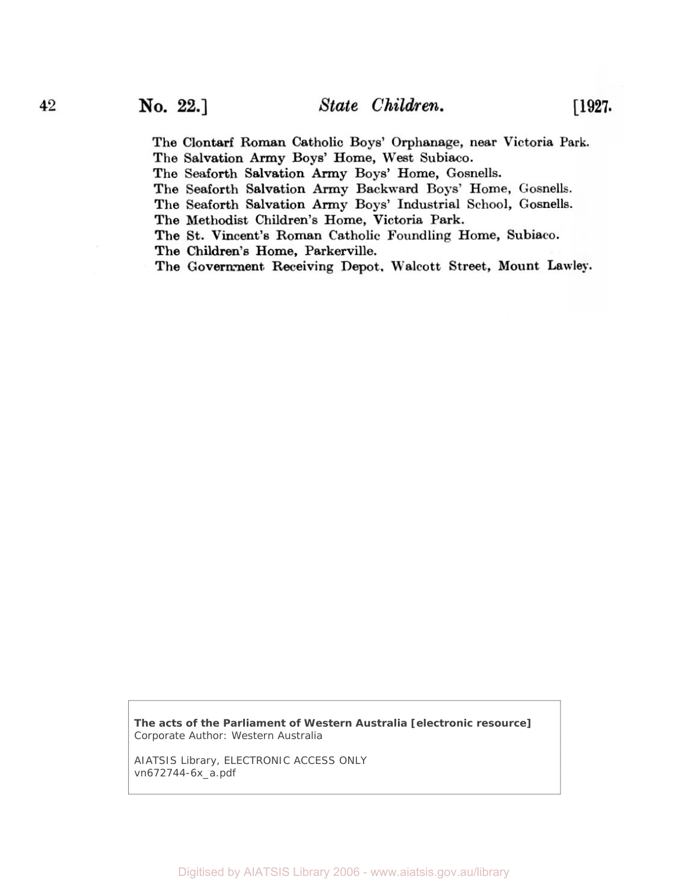The Clontarf Roman Catholic Boys' Orphanage, near Victoria Park.
The Salvation Army Boys' Home, West Subiaco.
The Seaforth Salvation Army Boys' Home, Gosnells.
The Seaforth Salvation Army Backward Boys' Home, Gosnells.
The Seaforth Salvation Army Boys' Industrial School, Gosnells.
The Methodist Children's Home, Victoria Park.
The St. Vincent's Roman Catholic Foundling Home, Subiaco.
The Children's Home, Parkerville.
The Government Receiving Depot, Walcott Street, Mount Lawley.